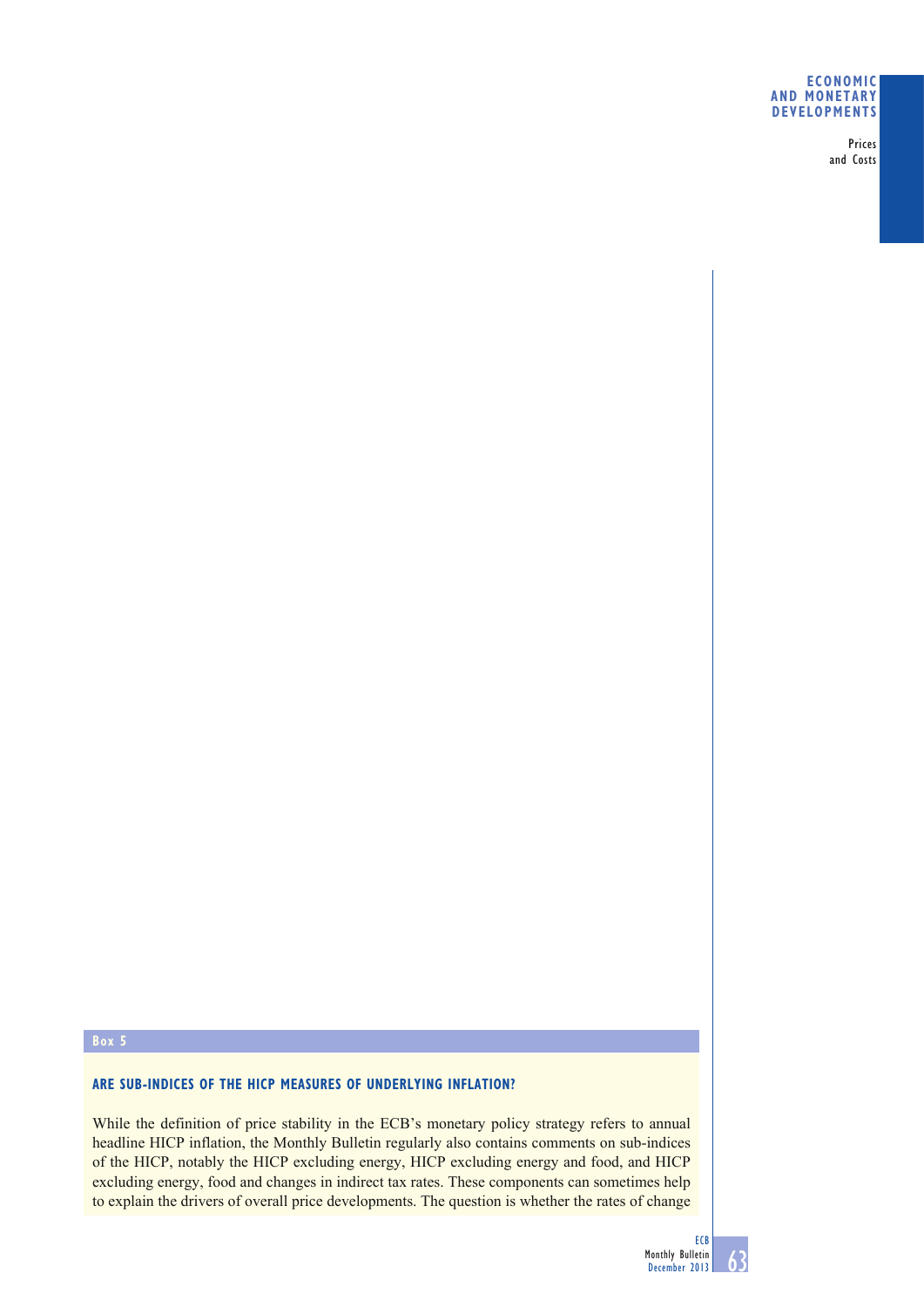**Box 5**

## ARE SUB-INDICES OF THE HICP MEASURES OF UNDERLYING INFLATION?

While the definition of price stability in the ECB's monetary policy strategy refers to annual headline HICP inflation, the Monthly Bulletin regularly also contains comments on sub-indices of the HICP, notably the HICP excluding energy, HICP excluding energy and food, and HICP excluding energy, food and changes in indirect tax rates. These components can sometimes help to explain the drivers of overall price developments. The question is whether the rates of change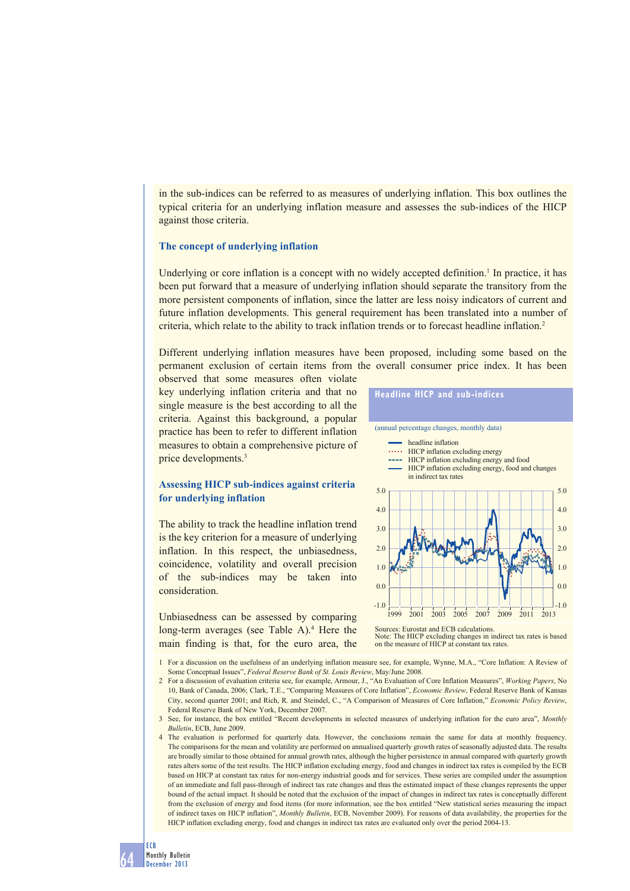in the sub-indices can be referred to as measures of underlying inflation. This box outlines the typical criteria for an underlying inflation measure and assesses the sub-indices of the HICP against those criteria.

### The concept of underlying inflation

Underlying or core inflation is a concept with no widely accepted definition.[1] In practice, it has been put forward that a measure of underlying inflation should separate the transitory from the more persistent components of inflation, since the latter are less noisy indicators of current and future inflation developments. This general requirement has been translated into a number of criteria, which relate to the ability to track inflation trends or to forecast headline inflation.[2]

Different underlying inflation measures have been proposed, including some based on the permanent exclusion of certain items from the overall consumer price index. It has been observed that some measures often violate key underlying inflation criteria and that no single measure is the best according to all the criteria. Against this background, a popular practice has been to refer to different inflation measures to obtain a comprehensive picture of price developments.[3]

### Assessing HICP sub-indices against criteria for underlying inflation

The ability to track the headline inflation trend is the key criterion for a measure of underlying inflation. In this respect, the unbiasedness, coincidence, volatility and overall precision of the sub-indices may be taken into consideration.

Unbiasedness can be assessed by comparing long-term averages (see Table A).[4] Here the main finding is that, for the euro area, the

**Headline HICP and sub-indices**

(annual percentage changes, monthly data)

- headline inflation
- HICP inflation excluding energy
- HICP inflation excluding energy and food
- HICP inflation excluding energy, food and changes in indirect tax rates

Sources: Eurostat and ECB calculations.
Note: The HICP excluding changes in indirect tax rates is based on the measure of HICP at constant tax rates.

1 For a discussion on the usefulness of an underlying inflation measure see, for example, Wynne, M.A., "Core Inflation: A Review of Some Conceptual Issues", *Federal Reserve Bank of St. Louis Review*, May/June 2008.

2 For a discussion of evaluation criteria see, for example, Armour, J., "An Evaluation of Core Inflation Measures", *Working Papers*, No 10, Bank of Canada, 2006; Clark, T.E., "Comparing Measures of Core Inflation", *Economic Review*, Federal Reserve Bank of Kansas City, second quarter 2001; and Rich, R. and Steindel, C., "A Comparison of Measures of Core Inflation," *Economic Policy Review*, Federal Reserve Bank of New York, December 2007.

3 See, for instance, the box entitled "Recent developments in selected measures of underlying inflation for the euro area", *Monthly Bulletin*, ECB, June 2009.

4 The evaluation is performed for quarterly data. However, the conclusions remain the same for data at monthly frequency. The comparisons for the mean and volatility are performed on annualised quarterly growth rates of seasonally adjusted data. The results are broadly similar to those obtained for annual growth rates, although the higher persistence in annual compared with quarterly growth rates alters some of the test results. The HICP inflation excluding energy, food and changes in indirect tax rates is compiled by the ECB based on HICP at constant tax rates for non-energy industrial goods and for services. These series are compiled under the assumption of an immediate and full pass-through of indirect tax rate changes and thus the estimated impact of these changes represents the upper bound of the actual impact. It should be noted that the exclusion of the impact of changes in indirect tax rates is conceptually different from the exclusion of energy and food items (for more information, see the box entitled "New statistical series measuring the impact of indirect taxes on HICP inflation", *Monthly Bulletin*, ECB, November 2009). For reasons of data availability, the properties for the HICP inflation excluding energy, food and changes in indirect tax rates are evaluated only over the period 2004-13.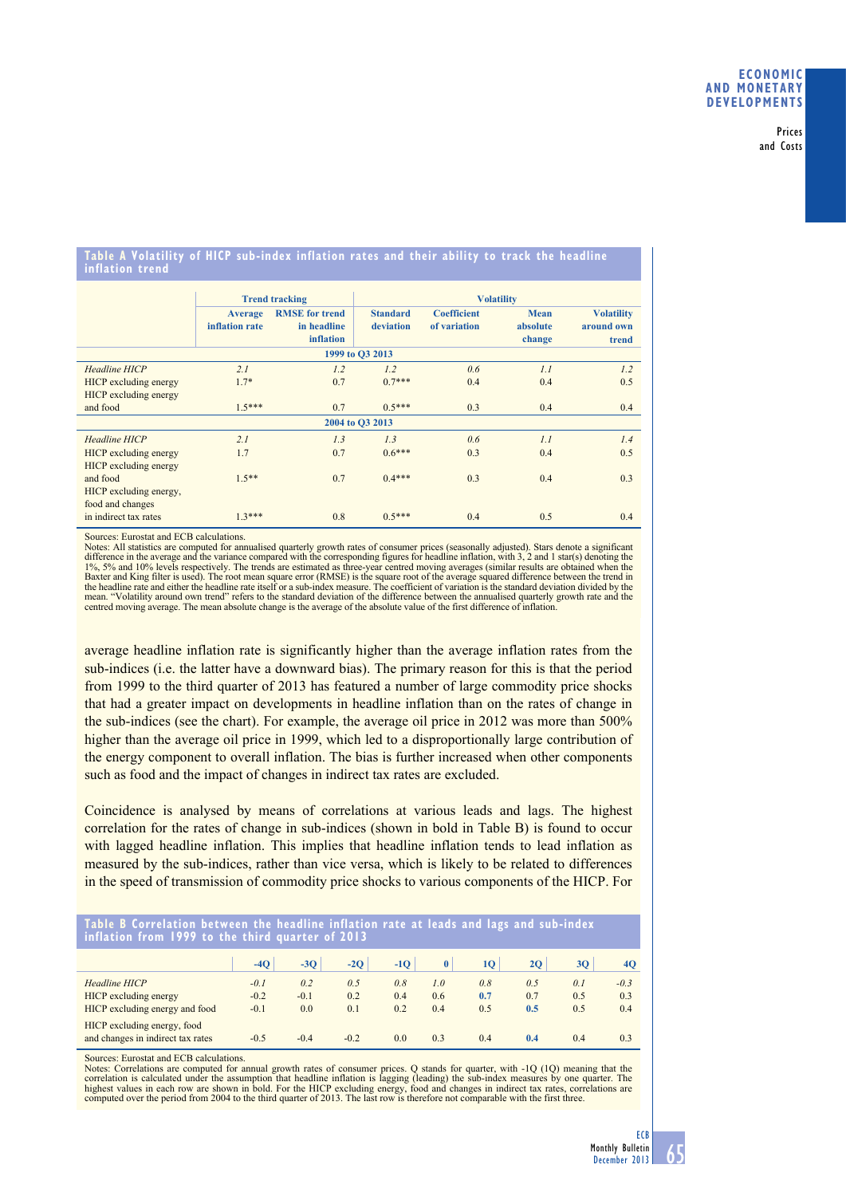**Table A Volatility of HICP sub-index inflation rates and their ability to track the headline inflation trend**

| | Trend tracking | | Volatility | | | |
|---|---|---|---|---|---|---|
| | Average inflation rate | RMSE for trend in headline inflation | Standard deviation | Coefficient of variation | Mean absolute change | Volatility around own trend |
| **1999 to Q3 2013** | | | | | | |
| *Headline HICP* | *2.1* | *1.2* | *1.2* | *0.6* | *1.1* | *1.2* |
| HICP excluding energy | 1.7* | 0.7 | 0.7*** | 0.4 | 0.4 | 0.5 |
| HICP excluding energy and food | 1.5*** | 0.7 | 0.5*** | 0.3 | 0.4 | 0.4 |
| **2004 to Q3 2013** | | | | | | |
| *Headline HICP* | *2.1* | *1.3* | *1.3* | *0.6* | *1.1* | *1.4* |
| HICP excluding energy | 1.7 | 0.7 | 0.6*** | 0.3 | 0.4 | 0.5 |
| HICP excluding energy and food | 1.5** | 0.7 | 0.4*** | 0.3 | 0.4 | 0.3 |
| HICP excluding energy, food and changes in indirect tax rates | 1.3*** | 0.8 | 0.5*** | 0.4 | 0.5 | 0.4 |

Sources: Eurostat and ECB calculations.
Notes: All statistics are computed for annualised quarterly growth rates of consumer prices (seasonally adjusted). Stars denote a significant difference in the average and the variance compared with the corresponding figures for headline inflation, with 3, 2 and 1 star(s) denoting the 1%, 5% and 10% levels respectively. The trends are estimated as three-year centred moving averages (similar results are obtained when the Baxter and King filter is used). The root mean square error (RMSE) is the square root of the average squared difference between the trend in the headline rate and either the headline rate itself or a sub-index measure. The coefficient of variation is the standard deviation divided by the mean. "Volatility around own trend" refers to the standard deviation of the difference between the annualised quarterly growth rate and the centred moving average. The mean absolute change is the average of the absolute value of the first difference of inflation.

average headline inflation rate is significantly higher than the average inflation rates from the sub-indices (i.e. the latter have a downward bias). The primary reason for this is that the period from 1999 to the third quarter of 2013 has featured a number of large commodity price shocks that had a greater impact on developments in headline inflation than on the rates of change in the sub-indices (see the chart). For example, the average oil price in 2012 was more than 500% higher than the average oil price in 1999, which led to a disproportionally large contribution of the energy component to overall inflation. The bias is further increased when other components such as food and the impact of changes in indirect tax rates are excluded.

Coincidence is analysed by means of correlations at various leads and lags. The highest correlation for the rates of change in sub-indices (shown in bold in Table B) is found to occur with lagged headline inflation. This implies that headline inflation tends to lead inflation as measured by the sub-indices, rather than vice versa, which is likely to be related to differences in the speed of transmission of commodity price shocks to various components of the HICP. For

**Table B Correlation between the headline inflation rate at leads and lags and sub-index inflation from 1999 to the third quarter of 2013**

| | -4Q | -3Q | -2Q | -1Q | 0 | 1Q | 2Q | 3Q | 4Q |
|---|---|---|---|---|---|---|---|---|---|
| *Headline HICP* | *-0.1* | *0.2* | *0.5* | *0.8* | *1.0* | *0.8* | *0.5* | *0.1* | *-0.3* |
| HICP excluding energy | -0.2 | -0.1 | 0.2 | 0.4 | 0.6 | **0.7** | 0.7 | 0.5 | 0.3 |
| HICP excluding energy and food | -0.1 | 0.0 | 0.1 | 0.2 | 0.4 | 0.5 | **0.5** | 0.5 | 0.4 |
| HICP excluding energy, food and changes in indirect tax rates | -0.5 | -0.4 | -0.2 | 0.0 | 0.3 | 0.4 | **0.4** | 0.4 | 0.3 |

Sources: Eurostat and ECB calculations.
Notes: Correlations are computed for annual growth rates of consumer prices. Q stands for quarter, with -1Q (1Q) meaning that the correlation is calculated under the assumption that headline inflation is lagging (leading) the sub-index measures by one quarter. The highest values in each row are shown in bold. For the HICP excluding energy, food and changes in indirect tax rates, correlations are computed over the period from 2004 to the third quarter of 2013. The last row is therefore not comparable with the first three.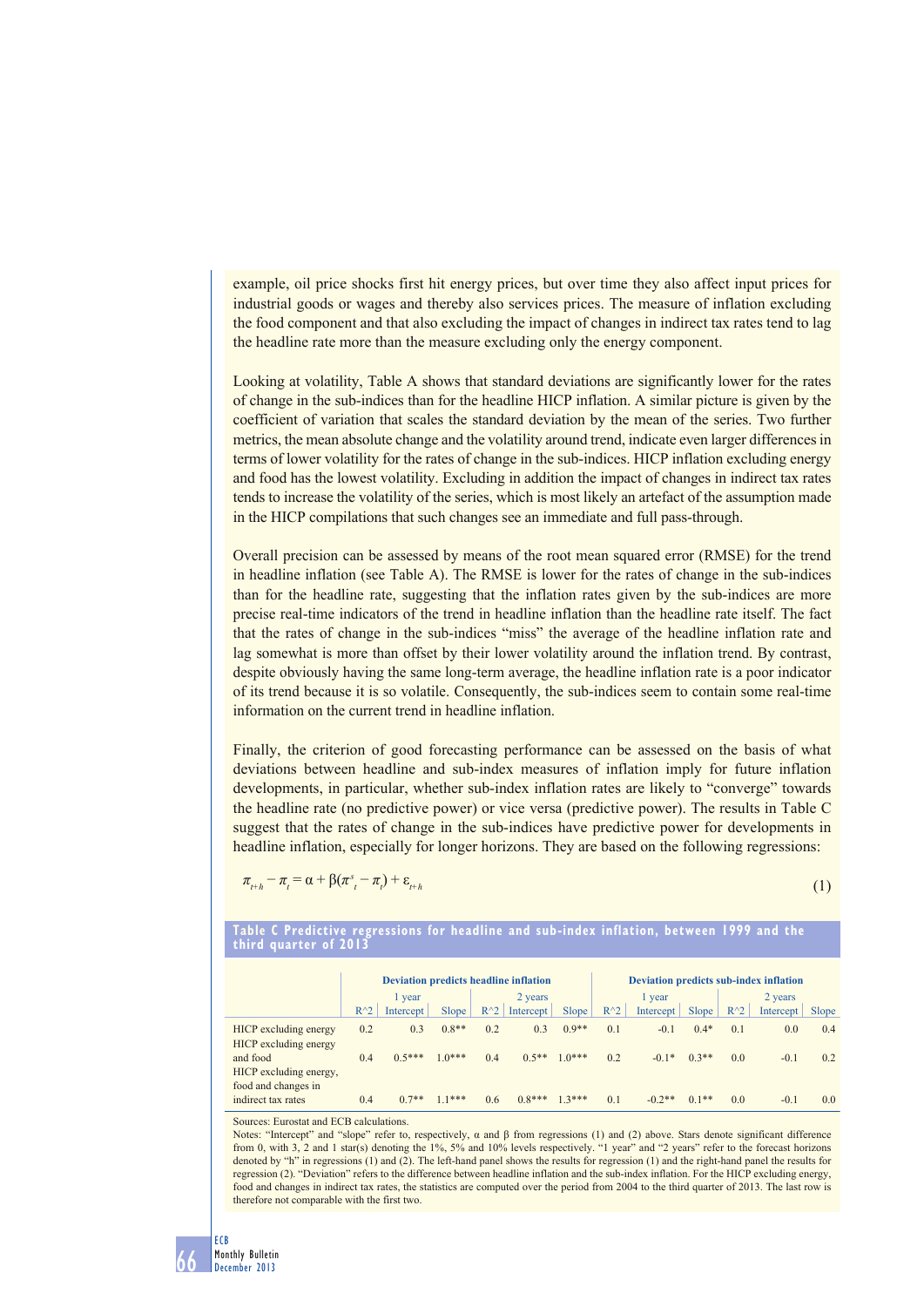example, oil price shocks first hit energy prices, but over time they also affect input prices for industrial goods or wages and thereby also services prices. The measure of inflation excluding the food component and that also excluding the impact of changes in indirect tax rates tend to lag the headline rate more than the measure excluding only the energy component.

Looking at volatility, Table A shows that standard deviations are significantly lower for the rates of change in the sub-indices than for the headline HICP inflation. A similar picture is given by the coefficient of variation that scales the standard deviation by the mean of the series. Two further metrics, the mean absolute change and the volatility around trend, indicate even larger differences in terms of lower volatility for the rates of change in the sub-indices. HICP inflation excluding energy and food has the lowest volatility. Excluding in addition the impact of changes in indirect tax rates tends to increase the volatility of the series, which is most likely an artefact of the assumption made in the HICP compilations that such changes see an immediate and full pass-through.

Overall precision can be assessed by means of the root mean squared error (RMSE) for the trend in headline inflation (see Table A). The RMSE is lower for the rates of change in the sub-indices than for the headline rate, suggesting that the inflation rates given by the sub-indices are more precise real-time indicators of the trend in headline inflation than the headline rate itself. The fact that the rates of change in the sub-indices "miss" the average of the headline inflation rate and lag somewhat is more than offset by their lower volatility around the inflation trend. By contrast, despite obviously having the same long-term average, the headline inflation rate is a poor indicator of its trend because it is so volatile. Consequently, the sub-indices seem to contain some real-time information on the current trend in headline inflation.

Finally, the criterion of good forecasting performance can be assessed on the basis of what deviations between headline and sub-index measures of inflation imply for future inflation developments, in particular, whether sub-index inflation rates are likely to "converge" towards the headline rate (no predictive power) or vice versa (predictive power). The results in Table C suggest that the rates of change in the sub-indices have predictive power for developments in headline inflation, especially for longer horizons. They are based on the following regressions:

$$\pi_{t+h} - \pi_t = \alpha + \beta(\pi^s_t - \pi_t) + \varepsilon_{t+h} \quad (1)$$

**Table C Predictive regressions for headline and sub-index inflation, between 1999 and the third quarter of 2013**

| | Deviation predicts headline inflation | | | | | | Deviation predicts sub-index inflation | | | | | |
|---|---|---|---|---|---|---|---|---|---|---|---|---|
| | 1 year | | | 2 years | | | 1 year | | | 2 years | | |
| | $R^2$ | Intercept | Slope | $R^2$ | Intercept | Slope | $R^2$ | Intercept | Slope | $R^2$ | Intercept | Slope |
| HICP excluding energy | 0.2 | 0.3 | 0.8** | 0.2 | 0.3 | 0.9** | 0.1 | -0.1 | 0.4* | 0.1 | 0.0 | 0.4 |
| HICP excluding energy and food | 0.4 | 0.5*** | 1.0*** | 0.4 | 0.5** | 1.0*** | 0.2 | -0.1* | 0.3** | 0.0 | -0.1 | 0.2 |
| HICP excluding energy, food and changes in indirect tax rates | 0.4 | 0.7** | 1.1*** | 0.6 | 0.8*** | 1.3*** | 0.1 | -0.2** | 0.1** | 0.0 | -0.1 | 0.0 |

Sources: Eurostat and ECB calculations.
Notes: "Intercept" and "slope" refer to, respectively, α and β from regressions (1) and (2) above. Stars denote significant difference from 0, with 3, 2 and 1 star(s) denoting the 1%, 5% and 10% levels respectively. "1 year" and "2 years" refer to the forecast horizons denoted by "h" in regressions (1) and (2). The left-hand panel shows the results for regression (1) and the right-hand panel the results for regression (2). "Deviation" refers to the difference between headline inflation and the sub-index inflation. For the HICP excluding energy, food and changes in indirect tax rates, the statistics are computed over the period from 2004 to the third quarter of 2013. The last row is therefore not comparable with the first two.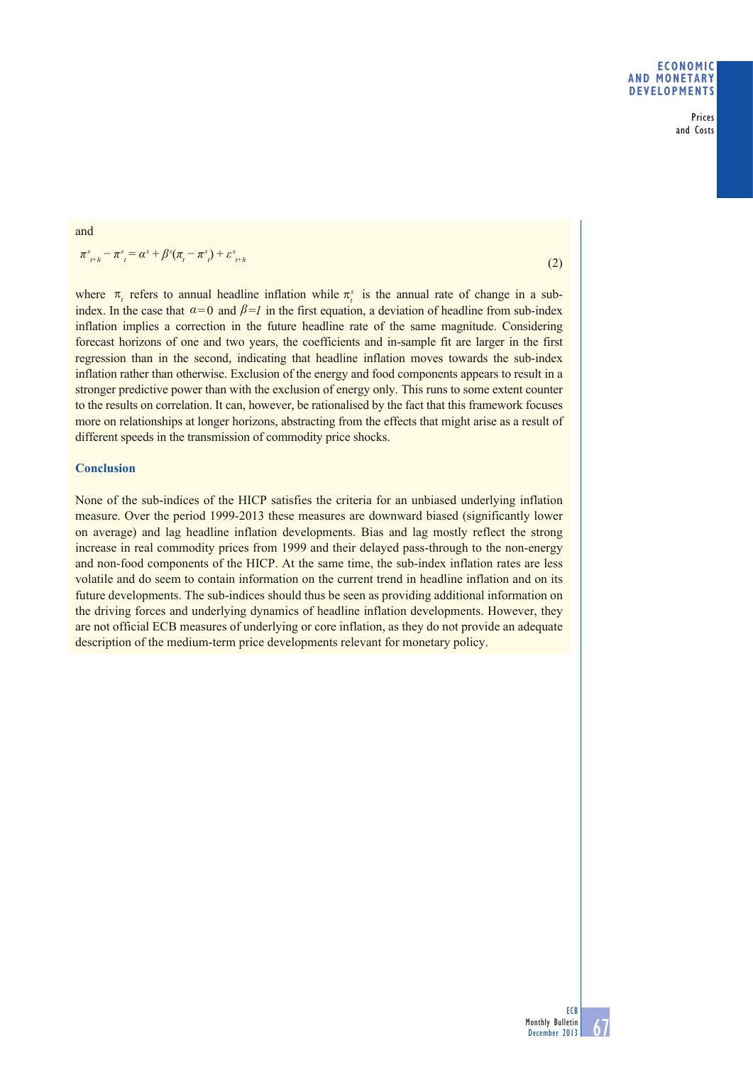and

$$\pi^{s}_{t+h} - \pi^{s}_{t} = \alpha^{s} + \beta^{s}(\pi_{t} - \pi^{s}_{t}) + \varepsilon^{s}_{t+h} \tag{2}$$

where $\pi_t$ refers to annual headline inflation while $\pi_t^s$ is the annual rate of change in a sub-index. In the case that $\alpha=0$ and $\beta=1$ in the first equation, a deviation of headline from sub-index inflation implies a correction in the future headline rate of the same magnitude. Considering forecast horizons of one and two years, the coefficients and in-sample fit are larger in the first regression than in the second, indicating that headline inflation moves towards the sub-index inflation rather than otherwise. Exclusion of the energy and food components appears to result in a stronger predictive power than with the exclusion of energy only. This runs to some extent counter to the results on correlation. It can, however, be rationalised by the fact that this framework focuses more on relationships at longer horizons, abstracting from the effects that might arise as a result of different speeds in the transmission of commodity price shocks.

### Conclusion

None of the sub-indices of the HICP satisfies the criteria for an unbiased underlying inflation measure. Over the period 1999-2013 these measures are downward biased (significantly lower on average) and lag headline inflation developments. Bias and lag mostly reflect the strong increase in real commodity prices from 1999 and their delayed pass-through to the non-energy and non-food components of the HICP. At the same time, the sub-index inflation rates are less volatile and do seem to contain information on the current trend in headline inflation and on its future developments. The sub-indices should thus be seen as providing additional information on the driving forces and underlying dynamics of headline inflation developments. However, they are not official ECB measures of underlying or core inflation, as they do not provide an adequate description of the medium-term price developments relevant for monetary policy.